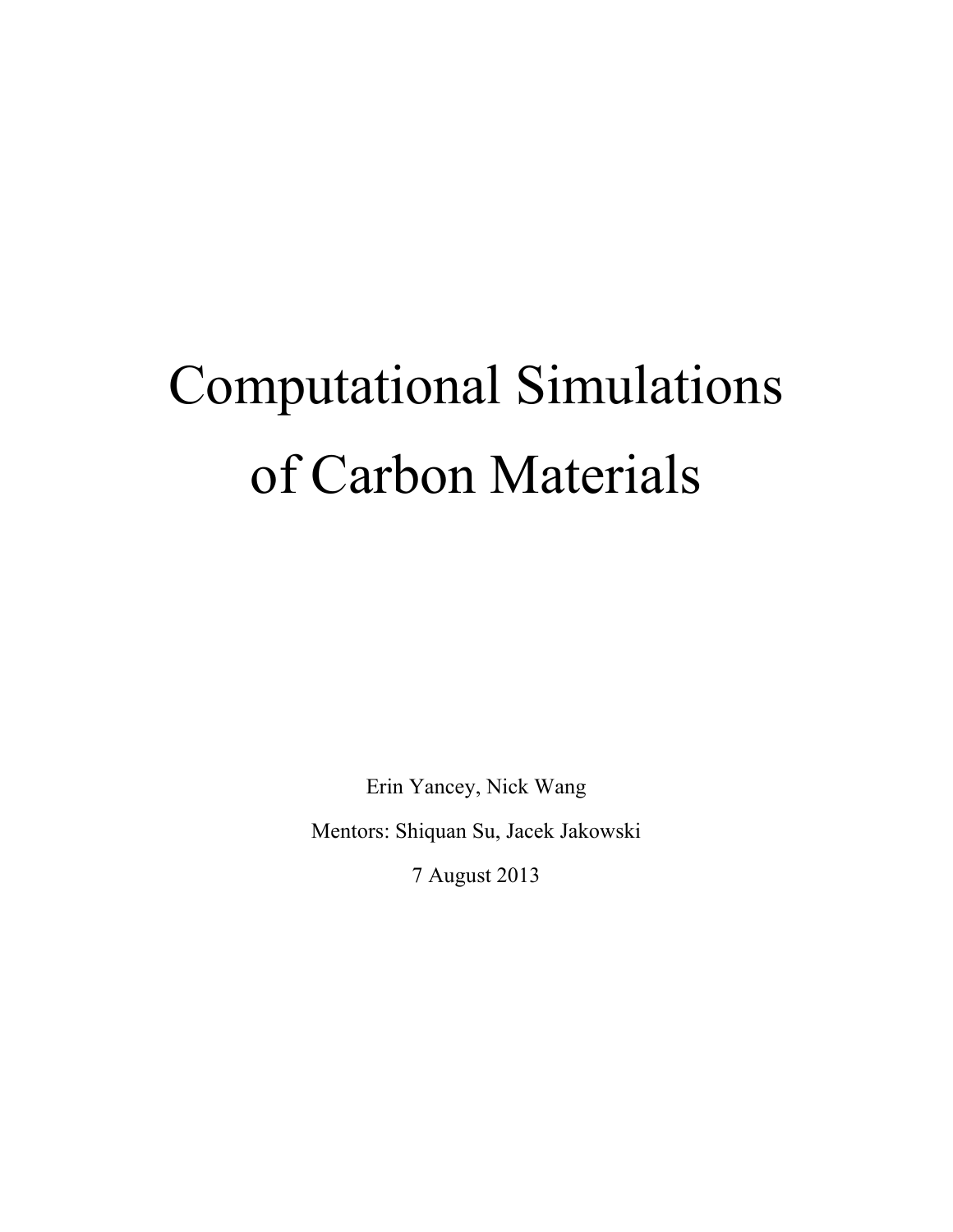# Computational Simulations of Carbon Materials

Erin Yancey, Nick Wang

Mentors: Shiquan Su, Jacek Jakowski

7 August 2013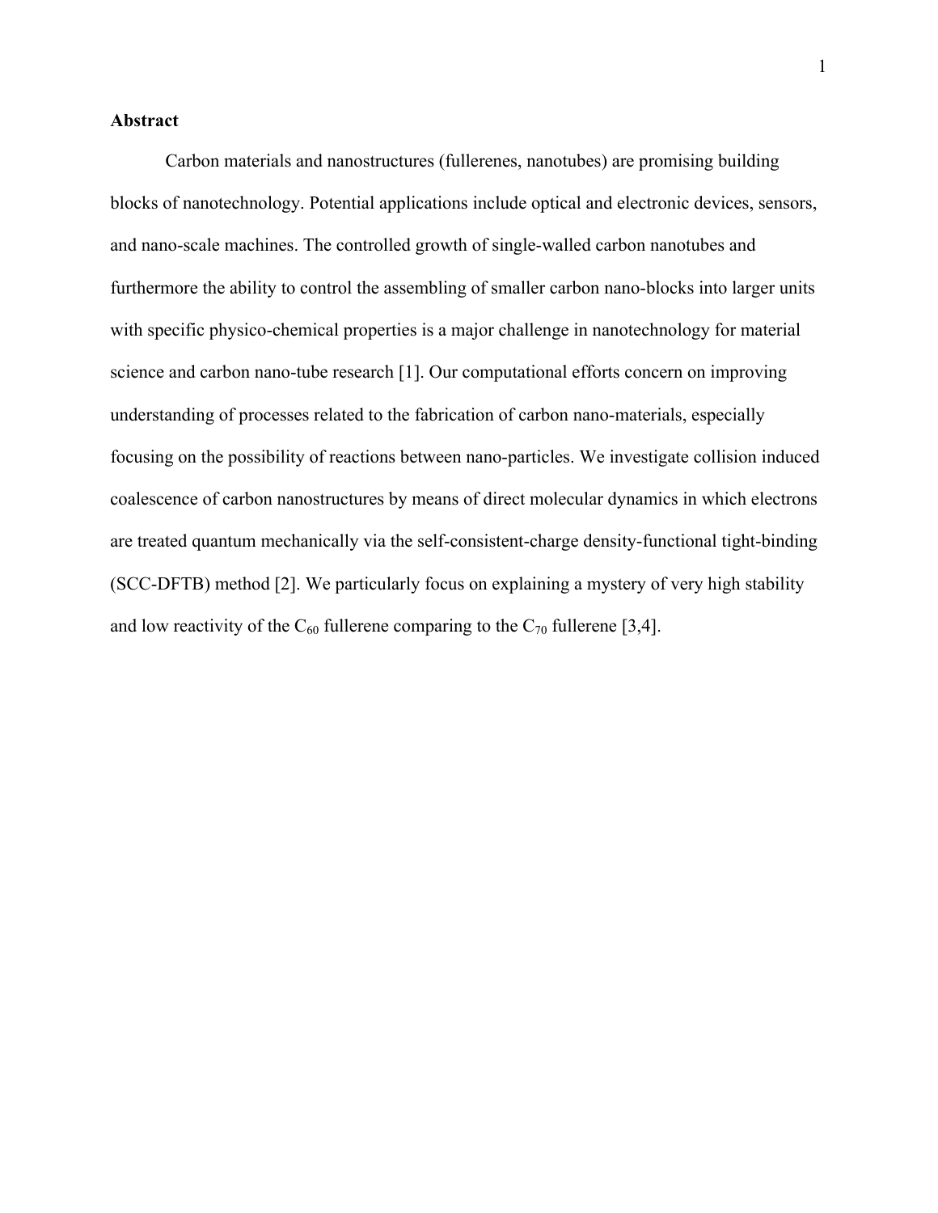**Abstract**

Carbon materials and nanostructures (fullerenes, nanotubes) are promising building blocks of nanotechnology. Potential applications include optical and electronic devices, sensors, and nano-scale machines. The controlled growth of single-walled carbon nanotubes and furthermore the ability to control the assembling of smaller carbon nano-blocks into larger units with specific physico-chemical properties is a major challenge in nanotechnology for material science and carbon nano-tube research [1]. Our computational efforts concern on improving understanding of processes related to the fabrication of carbon nano-materials, especially focusing on the possibility of reactions between nano-particles. We investigate collision induced coalescence of carbon nanostructures by means of direct molecular dynamics in which electrons are treated quantum mechanically via the self-consistent-charge density-functional tight-binding (SCC-DFTB) method [2]. We particularly focus on explaining a mystery of very high stability and low reactivity of the $C_{60}$ fullerene comparing to the $C_{70}$ fullerene [3,4].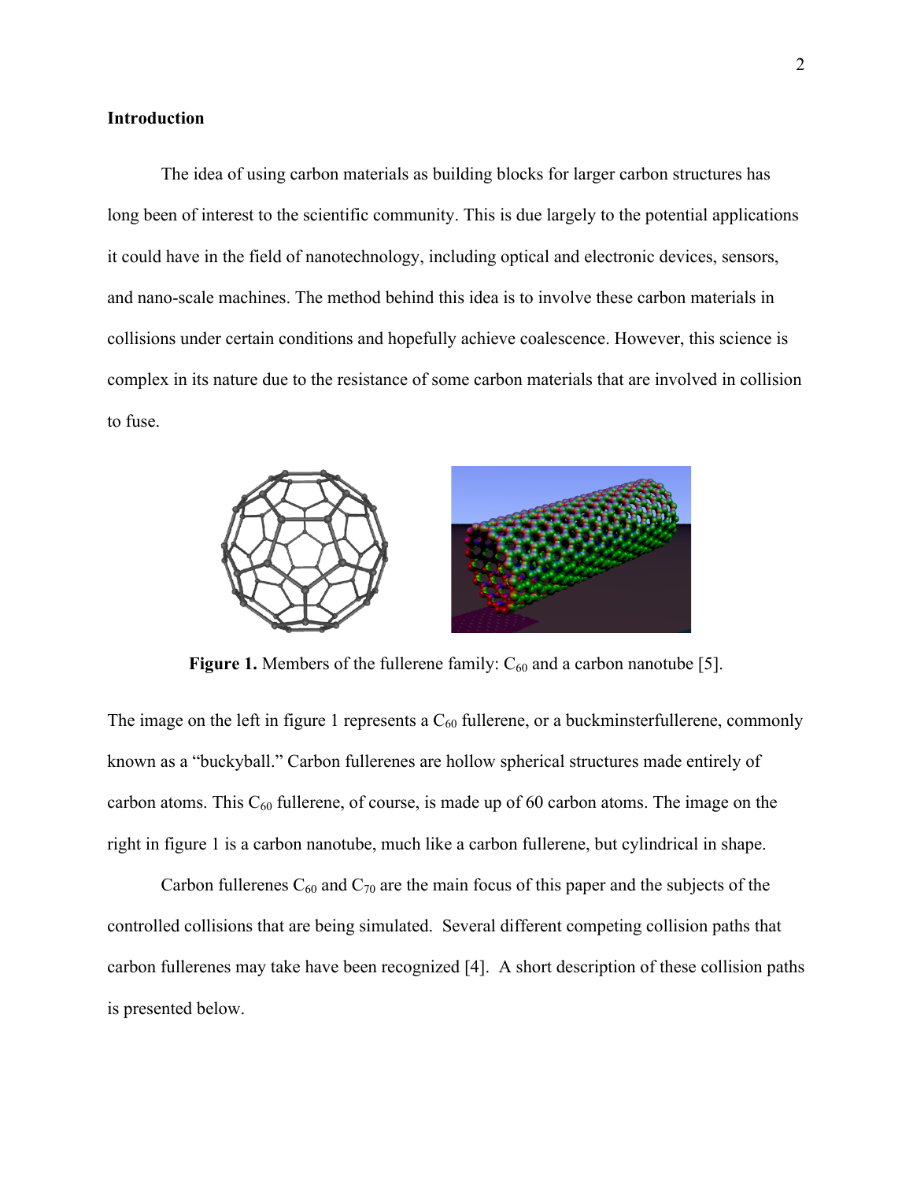**Introduction**

The idea of using carbon materials as building blocks for larger carbon structures has long been of interest to the scientific community. This is due largely to the potential applications it could have in the field of nanotechnology, including optical and electronic devices, sensors, and nano-scale machines. The method behind this idea is to involve these carbon materials in collisions under certain conditions and hopefully achieve coalescence. However, this science is complex in its nature due to the resistance of some carbon materials that are involved in collision to fuse.

**Figure 1.** Members of the fullerene family: $C_{60}$ and a carbon nanotube [5].

The image on the left in figure 1 represents a $C_{60}$ fullerene, or a buckminsterfullerene, commonly known as a "buckyball." Carbon fullerenes are hollow spherical structures made entirely of carbon atoms. This $C_{60}$ fullerene, of course, is made up of 60 carbon atoms. The image on the right in figure 1 is a carbon nanotube, much like a carbon fullerene, but cylindrical in shape.

Carbon fullerenes $C_{60}$ and $C_{70}$ are the main focus of this paper and the subjects of the controlled collisions that are being simulated. Several different competing collision paths that carbon fullerenes may take have been recognized [4]. A short description of these collision paths is presented below.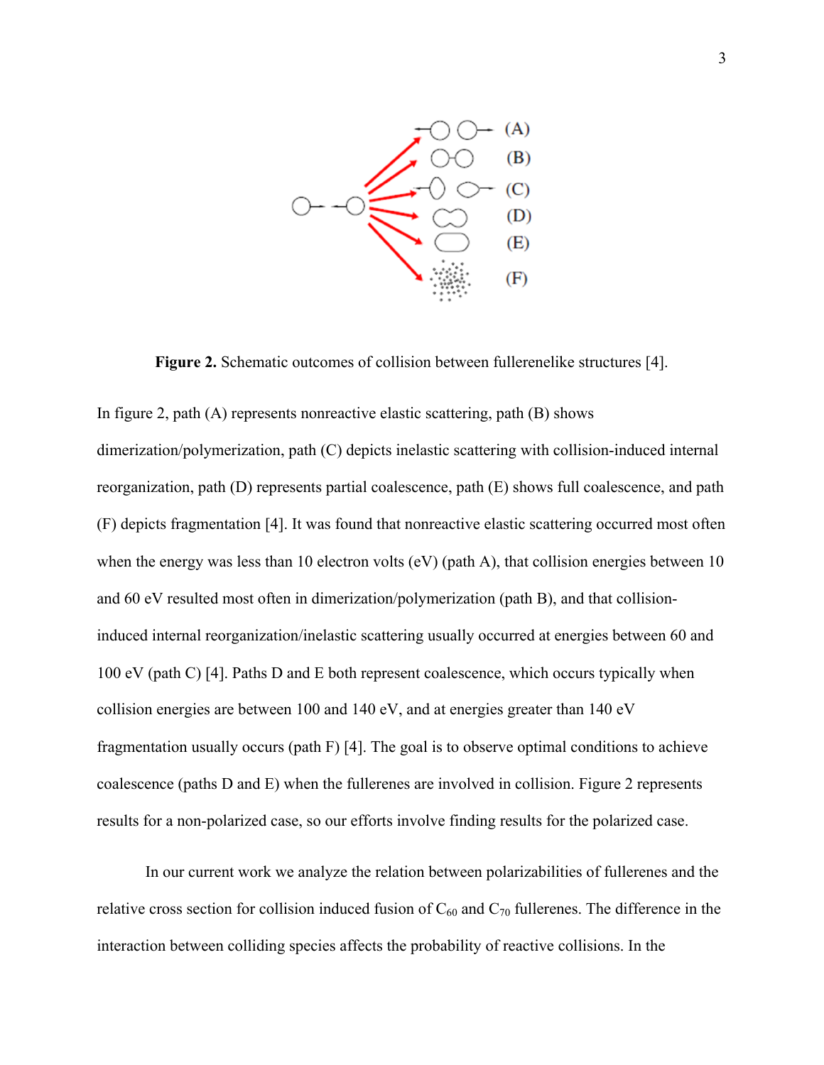**Figure 2.** Schematic outcomes of collision between fullerenelike structures [4].

In figure 2, path (A) represents nonreactive elastic scattering, path (B) shows dimerization/polymerization, path (C) depicts inelastic scattering with collision-induced internal reorganization, path (D) represents partial coalescence, path (E) shows full coalescence, and path (F) depicts fragmentation [4]. It was found that nonreactive elastic scattering occurred most often when the energy was less than 10 electron volts (eV) (path A), that collision energies between 10 and 60 eV resulted most often in dimerization/polymerization (path B), and that collision-induced internal reorganization/inelastic scattering usually occurred at energies between 60 and 100 eV (path C) [4]. Paths D and E both represent coalescence, which occurs typically when collision energies are between 100 and 140 eV, and at energies greater than 140 eV fragmentation usually occurs (path F) [4]. The goal is to observe optimal conditions to achieve coalescence (paths D and E) when the fullerenes are involved in collision. Figure 2 represents results for a non-polarized case, so our efforts involve finding results for the polarized case.

In our current work we analyze the relation between polarizabilities of fullerenes and the relative cross section for collision induced fusion of $C_{60}$ and $C_{70}$ fullerenes. The difference in the interaction between colliding species affects the probability of reactive collisions. In the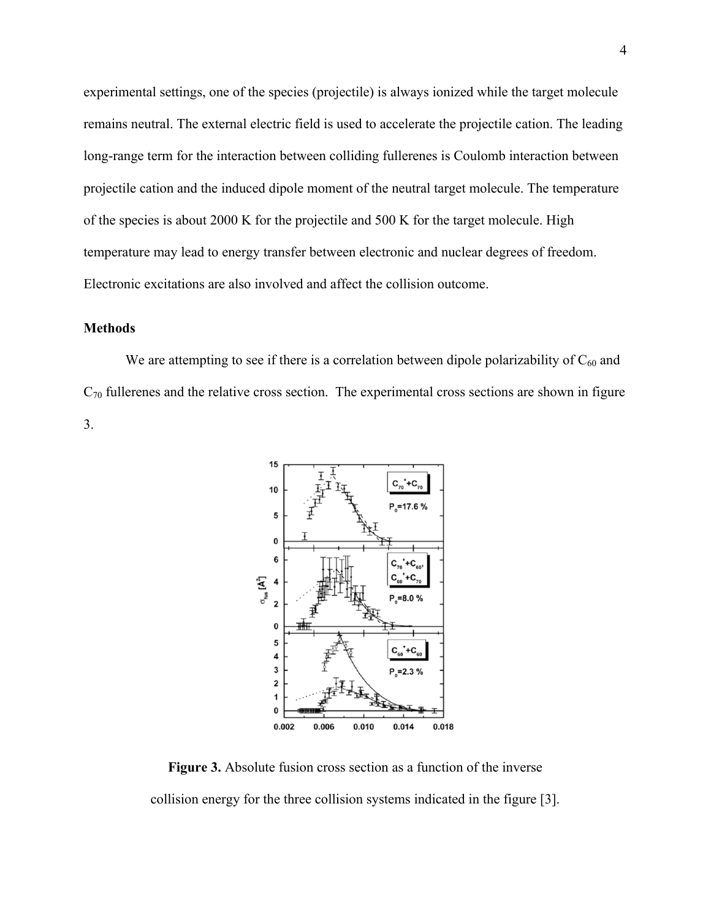experimental settings, one of the species (projectile) is always ionized while the target molecule remains neutral. The external electric field is used to accelerate the projectile cation. The leading long-range term for the interaction between colliding fullerenes is Coulomb interaction between projectile cation and the induced dipole moment of the neutral target molecule. The temperature of the species is about 2000 K for the projectile and 500 K for the target molecule. High temperature may lead to energy transfer between electronic and nuclear degrees of freedom. Electronic excitations are also involved and affect the collision outcome.

### Methods

We are attempting to see if there is a correlation between dipole polarizability of $C_{60}$ and $C_{70}$ fullerenes and the relative cross section. The experimental cross sections are shown in figure 3.

**Figure 3.** Absolute fusion cross section as a function of the inverse collision energy for the three collision systems indicated in the figure [3].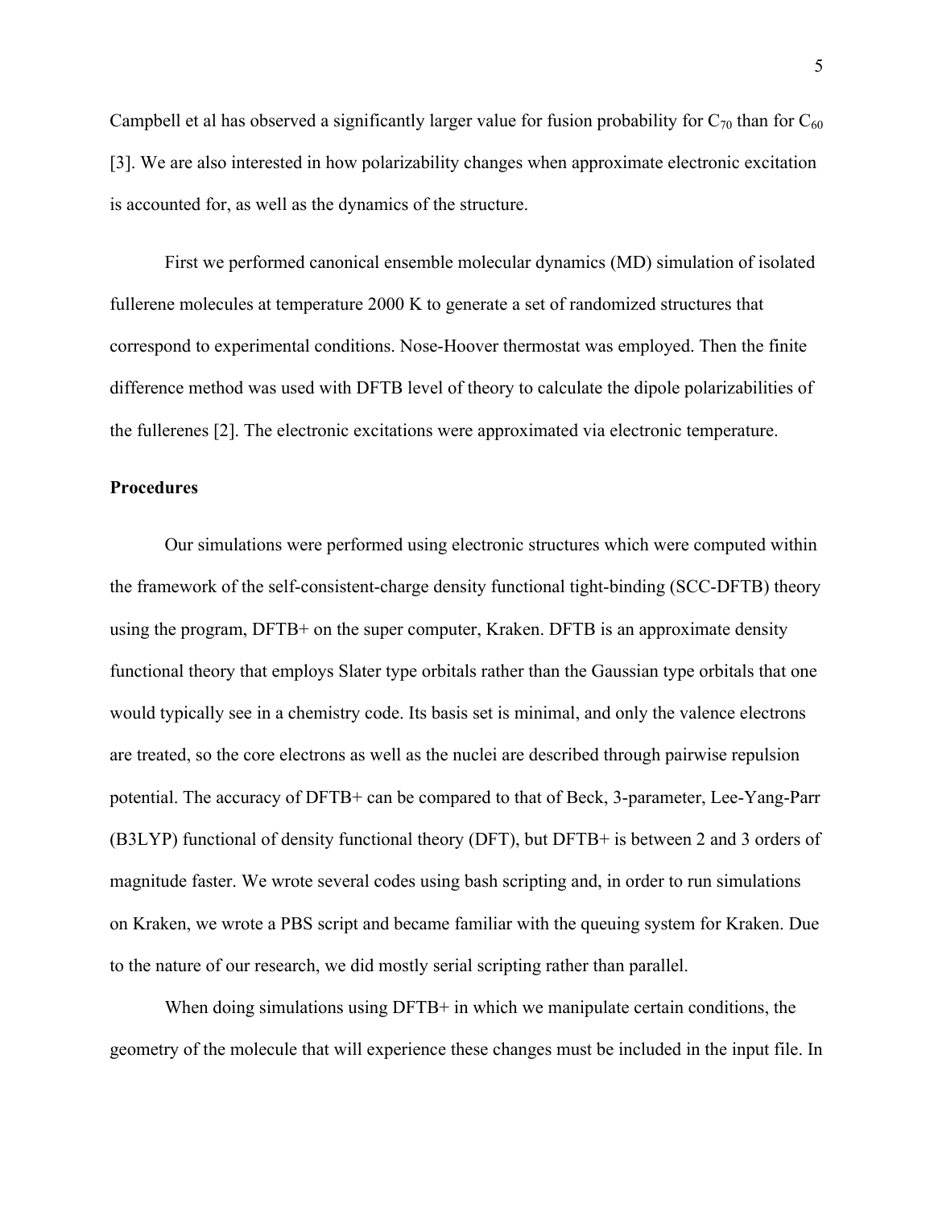Campbell et al has observed a significantly larger value for fusion probability for $C_{70}$ than for $C_{60}$ [3]. We are also interested in how polarizability changes when approximate electronic excitation is accounted for, as well as the dynamics of the structure.

First we performed canonical ensemble molecular dynamics (MD) simulation of isolated fullerene molecules at temperature 2000 K to generate a set of randomized structures that correspond to experimental conditions. Nose-Hoover thermostat was employed. Then the finite difference method was used with DFTB level of theory to calculate the dipole polarizabilities of the fullerenes [2]. The electronic excitations were approximated via electronic temperature.

**Procedures**

Our simulations were performed using electronic structures which were computed within the framework of the self-consistent-charge density functional tight-binding (SCC-DFTB) theory using the program, DFTB+ on the super computer, Kraken. DFTB is an approximate density functional theory that employs Slater type orbitals rather than the Gaussian type orbitals that one would typically see in a chemistry code. Its basis set is minimal, and only the valence electrons are treated, so the core electrons as well as the nuclei are described through pairwise repulsion potential. The accuracy of DFTB+ can be compared to that of Beck, 3-parameter, Lee-Yang-Parr (B3LYP) functional of density functional theory (DFT), but DFTB+ is between 2 and 3 orders of magnitude faster. We wrote several codes using bash scripting and, in order to run simulations on Kraken, we wrote a PBS script and became familiar with the queuing system for Kraken. Due to the nature of our research, we did mostly serial scripting rather than parallel.

When doing simulations using DFTB+ in which we manipulate certain conditions, the geometry of the molecule that will experience these changes must be included in the input file. In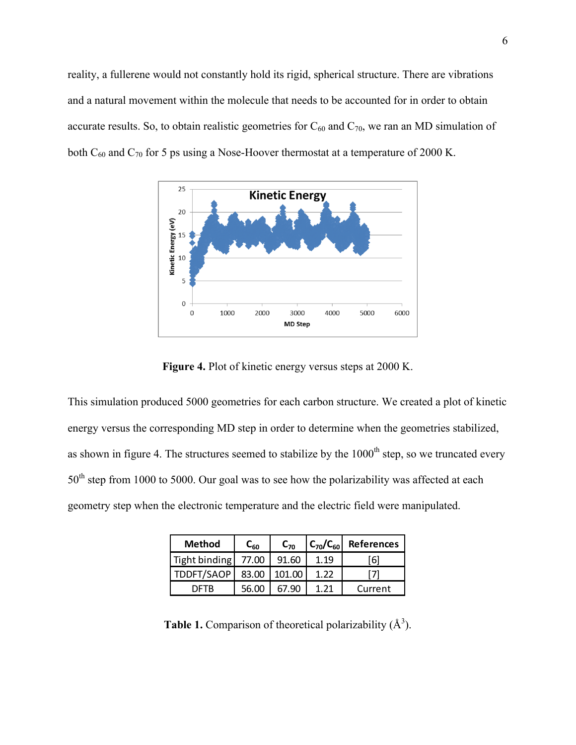reality, a fullerene would not constantly hold its rigid, spherical structure. There are vibrations and a natural movement within the molecule that needs to be accounted for in order to obtain accurate results. So, to obtain realistic geometries for $C_{60}$ and $C_{70}$, we ran an MD simulation of both $C_{60}$ and $C_{70}$ for 5 ps using a Nose-Hoover thermostat at a temperature of 2000 K.

**Figure 4.** Plot of kinetic energy versus steps at 2000 K.

This simulation produced 5000 geometries for each carbon structure. We created a plot of kinetic energy versus the corresponding MD step in order to determine when the geometries stabilized, as shown in figure 4. The structures seemed to stabilize by the 1000th step, so we truncated every 50th step from 1000 to 5000. Our goal was to see how the polarizability was affected at each geometry step when the electronic temperature and the electric field were manipulated.

| Method | $C_{60}$ | $C_{70}$ | $C_{70}/C_{60}$ | References |
|---|---|---|---|---|
| Tight binding | 77.00 | 91.60 | 1.19 | [6] |
| TDDFT/SAOP | 83.00 | 101.00 | 1.22 | [7] |
| DFTB | 56.00 | 67.90 | 1.21 | Current |

**Table 1.** Comparison of theoretical polarizability (Å$^3$).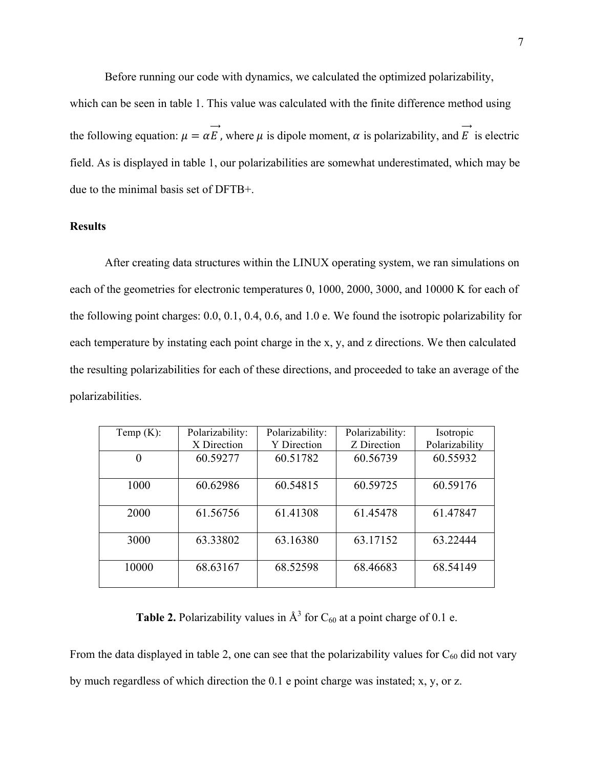Before running our code with dynamics, we calculated the optimized polarizability, which can be seen in table 1. This value was calculated with the finite difference method using the following equation: $\mu = \alpha \overrightarrow{E}$, where $\mu$ is dipole moment, $\alpha$ is polarizability, and $\overrightarrow{E}$ is electric field. As is displayed in table 1, our polarizabilities are somewhat underestimated, which may be due to the minimal basis set of DFTB+.

**Results**

After creating data structures within the LINUX operating system, we ran simulations on each of the geometries for electronic temperatures 0, 1000, 2000, 3000, and 10000 K for each of the following point charges: 0.0, 0.1, 0.4, 0.6, and 1.0 e. We found the isotropic polarizability for each temperature by instating each point charge in the x, y, and z directions. We then calculated the resulting polarizabilities for each of these directions, and proceeded to take an average of the polarizabilities.

| Temp (K): | Polarizability: X Direction | Polarizability: Y Direction | Polarizability: Z Direction | Isotropic Polarizability |
|---|---|---|---|---|
| 0 | 60.59277 | 60.51782 | 60.56739 | 60.55932 |
| 1000 | 60.62986 | 60.54815 | 60.59725 | 60.59176 |
| 2000 | 61.56756 | 61.41308 | 61.45478 | 61.47847 |
| 3000 | 63.33802 | 63.16380 | 63.17152 | 63.22444 |
| 10000 | 68.63167 | 68.52598 | 68.46683 | 68.54149 |

**Table 2.** Polarizability values in Å$^3$ for $C_{60}$ at a point charge of 0.1 e.

From the data displayed in table 2, one can see that the polarizability values for $C_{60}$ did not vary by much regardless of which direction the 0.1 e point charge was instated; x, y, or z.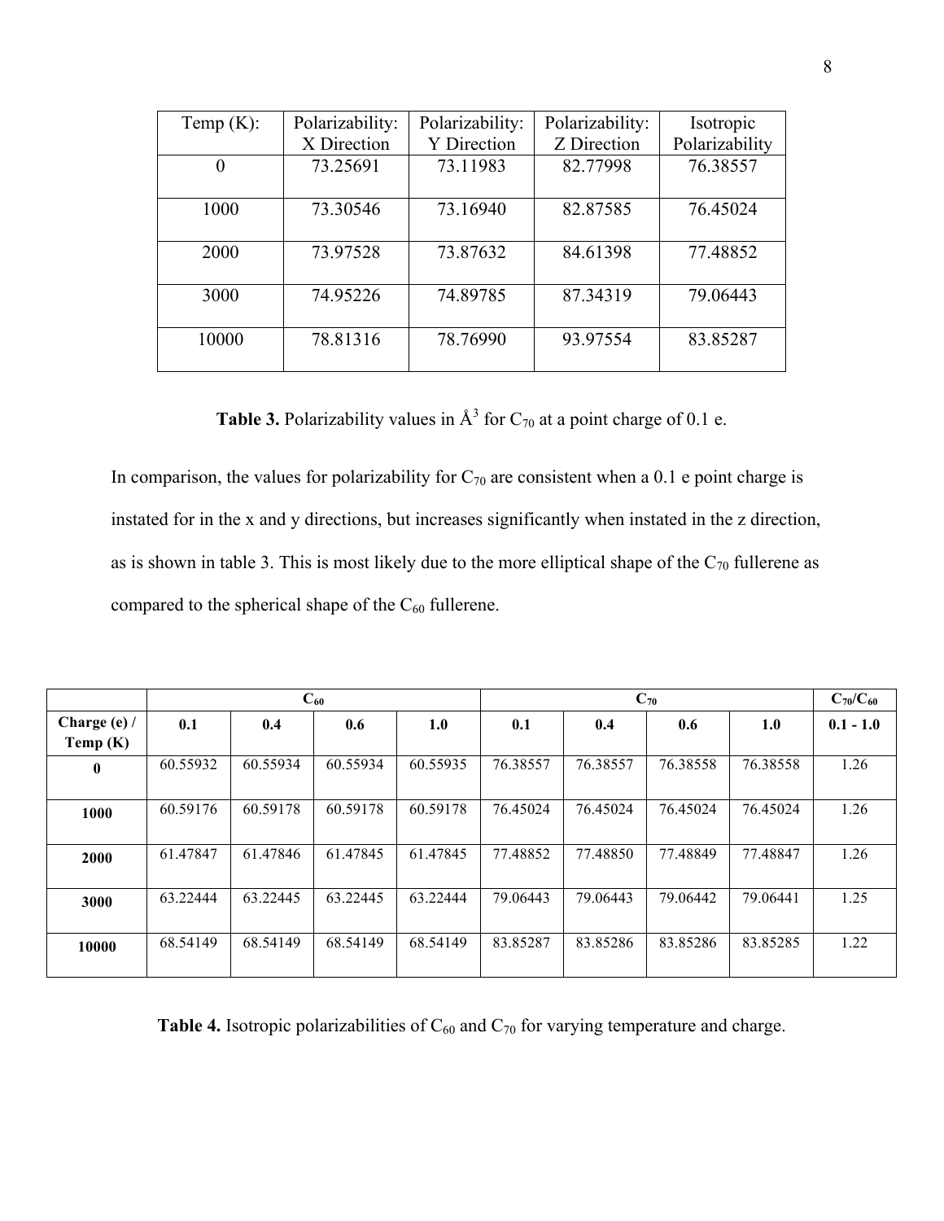| Temp (K): | Polarizability: X Direction | Polarizability: Y Direction | Polarizability: Z Direction | Isotropic Polarizability |
|---|---|---|---|---|
| 0 | 73.25691 | 73.11983 | 82.77998 | 76.38557 |
| 1000 | 73.30546 | 73.16940 | 82.87585 | 76.45024 |
| 2000 | 73.97528 | 73.87632 | 84.61398 | 77.48852 |
| 3000 | 74.95226 | 74.89785 | 87.34319 | 79.06443 |
| 10000 | 78.81316 | 78.76990 | 93.97554 | 83.85287 |

**Table 3.** Polarizability values in Å$^3$ for $C_{70}$ at a point charge of 0.1 e.

In comparison, the values for polarizability for $C_{70}$ are consistent when a 0.1 e point charge is instated for in the x and y directions, but increases significantly when instated in the z direction, as is shown in table 3. This is most likely due to the more elliptical shape of the $C_{70}$ fullerene as compared to the spherical shape of the $C_{60}$ fullerene.

| | **$C_{60}$** | | | | **$C_{70}$** | | | | **$C_{70}/C_{60}$** |
|---|---|---|---|---|---|---|---|---|---|
| **Charge (e) / Temp (K)** | **0.1** | **0.4** | **0.6** | **1.0** | **0.1** | **0.4** | **0.6** | **1.0** | **0.1 - 1.0** |
| **0** | 60.55932 | 60.55934 | 60.55934 | 60.55935 | 76.38557 | 76.38557 | 76.38558 | 76.38558 | 1.26 |
| **1000** | 60.59176 | 60.59178 | 60.59178 | 60.59178 | 76.45024 | 76.45024 | 76.45024 | 76.45024 | 1.26 |
| **2000** | 61.47847 | 61.47846 | 61.47845 | 61.47845 | 77.48852 | 77.48850 | 77.48849 | 77.48847 | 1.26 |
| **3000** | 63.22444 | 63.22445 | 63.22445 | 63.22444 | 79.06443 | 79.06443 | 79.06442 | 79.06441 | 1.25 |
| **10000** | 68.54149 | 68.54149 | 68.54149 | 68.54149 | 83.85287 | 83.85286 | 83.85286 | 83.85285 | 1.22 |

**Table 4.** Isotropic polarizabilities of $C_{60}$ and $C_{70}$ for varying temperature and charge.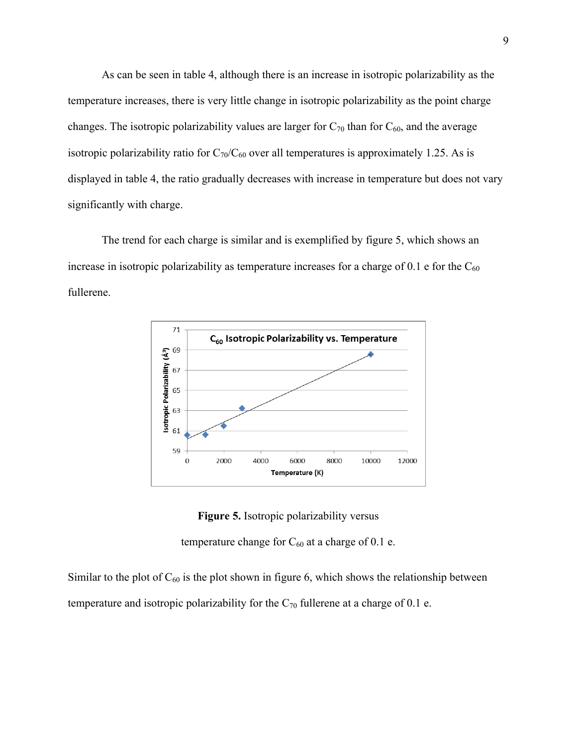As can be seen in table 4, although there is an increase in isotropic polarizability as the temperature increases, there is very little change in isotropic polarizability as the point charge changes. The isotropic polarizability values are larger for $C_{70}$ than for $C_{60}$, and the average isotropic polarizability ratio for $C_{70}/C_{60}$ over all temperatures is approximately 1.25. As is displayed in table 4, the ratio gradually decreases with increase in temperature but does not vary significantly with charge.

The trend for each charge is similar and is exemplified by figure 5, which shows an increase in isotropic polarizability as temperature increases for a charge of 0.1 e for the $C_{60}$ fullerene.

**Figure 5.** Isotropic polarizability versus temperature change for $C_{60}$ at a charge of 0.1 e.

Similar to the plot of $C_{60}$ is the plot shown in figure 6, which shows the relationship between temperature and isotropic polarizability for the $C_{70}$ fullerene at a charge of 0.1 e.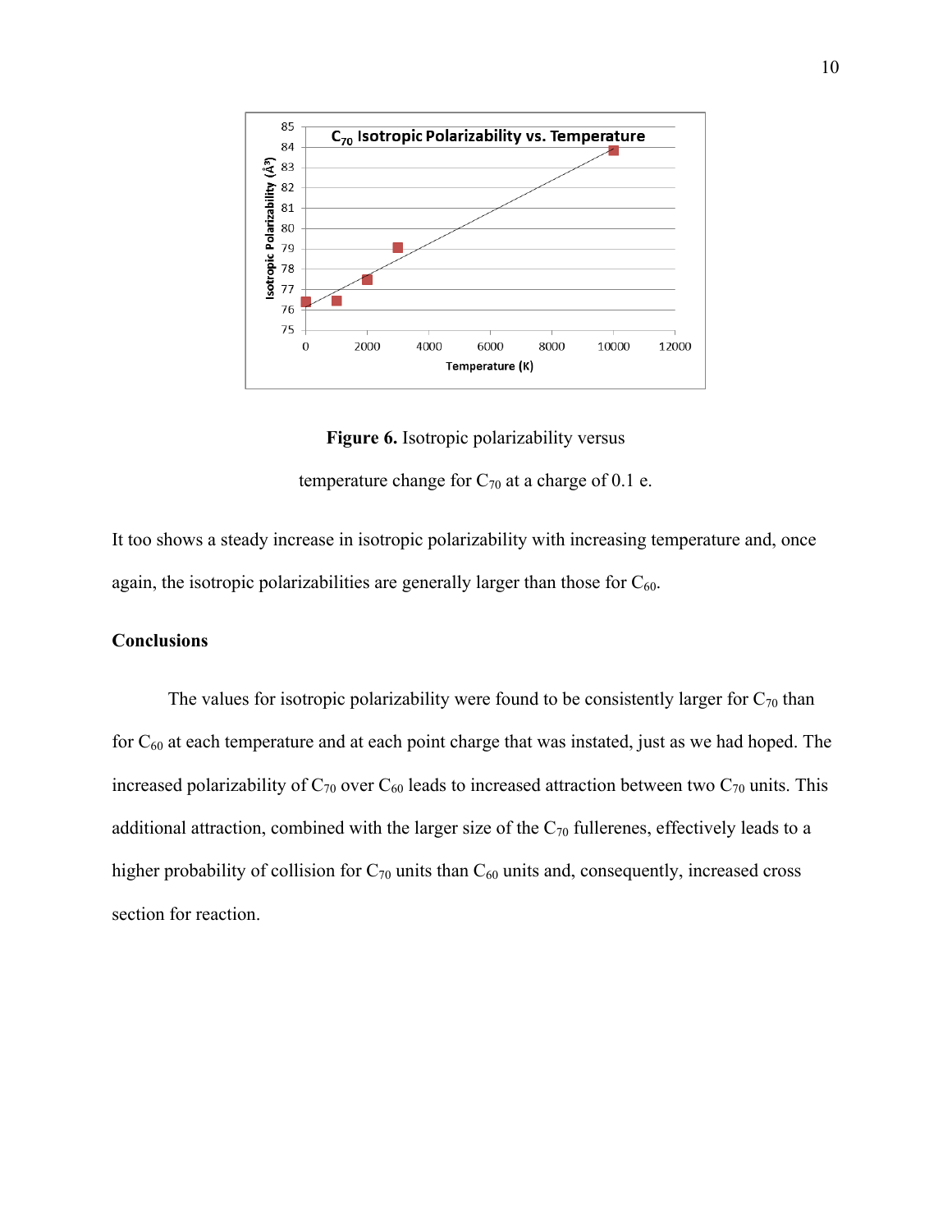**Figure 6.** Isotropic polarizability versus temperature change for $C_{70}$ at a charge of 0.1 e.

It too shows a steady increase in isotropic polarizability with increasing temperature and, once again, the isotropic polarizabilities are generally larger than those for $C_{60}$.

### Conclusions

The values for isotropic polarizability were found to be consistently larger for $C_{70}$ than for $C_{60}$ at each temperature and at each point charge that was instated, just as we had hoped. The increased polarizability of $C_{70}$ over $C_{60}$ leads to increased attraction between two $C_{70}$ units. This additional attraction, combined with the larger size of the $C_{70}$ fullerenes, effectively leads to a higher probability of collision for $C_{70}$ units than $C_{60}$ units and, consequently, increased cross section for reaction.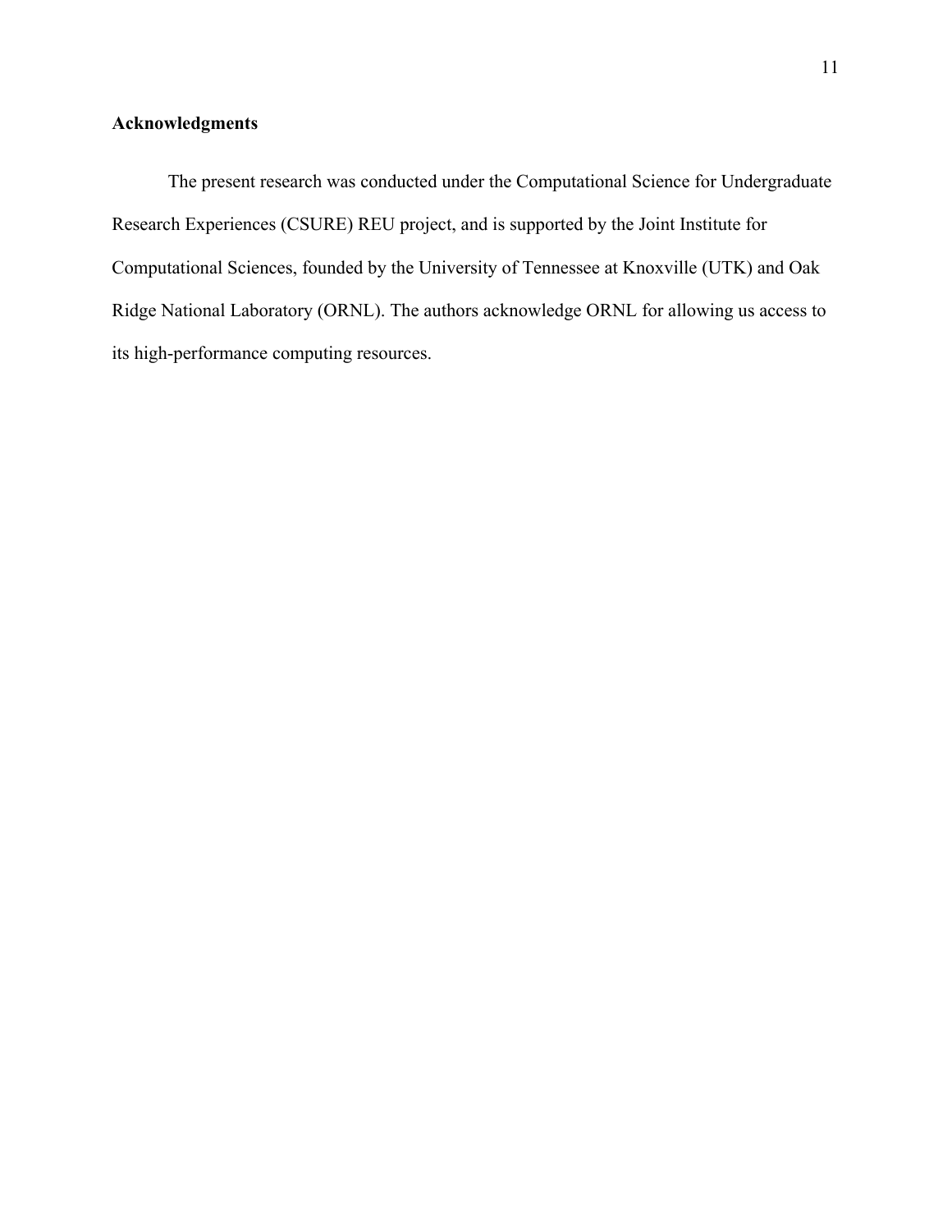## Acknowledgments

The present research was conducted under the Computational Science for Undergraduate Research Experiences (CSURE) REU project, and is supported by the Joint Institute for Computational Sciences, founded by the University of Tennessee at Knoxville (UTK) and Oak Ridge National Laboratory (ORNL). The authors acknowledge ORNL for allowing us access to its high-performance computing resources.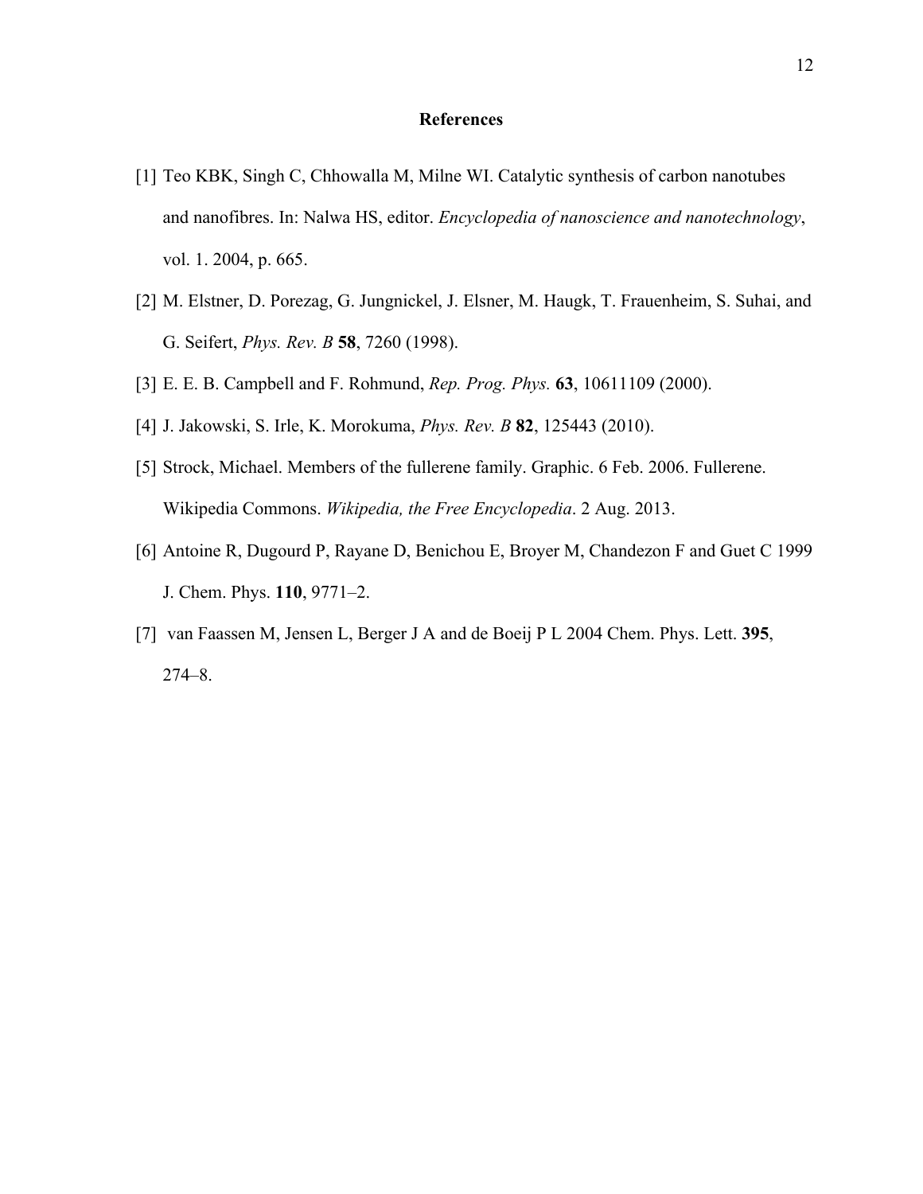# References

[1] Teo KBK, Singh C, Chhowalla M, Milne WI. Catalytic synthesis of carbon nanotubes and nanofibres. In: Nalwa HS, editor. *Encyclopedia of nanoscience and nanotechnology*, vol. 1. 2004, p. 665.

[2] M. Elstner, D. Porezag, G. Jungnickel, J. Elsner, M. Haugk, T. Frauenheim, S. Suhai, and G. Seifert, *Phys. Rev. B* **58**, 7260 (1998).

[3] E. E. B. Campbell and F. Rohmund, *Rep. Prog. Phys.* **63**, 10611109 (2000).

[4] J. Jakowski, S. Irle, K. Morokuma, *Phys. Rev. B* **82**, 125443 (2010).

[5] Strock, Michael. Members of the fullerene family. Graphic. 6 Feb. 2006. Fullerene. Wikipedia Commons. *Wikipedia, the Free Encyclopedia*. 2 Aug. 2013.

[6] Antoine R, Dugourd P, Rayane D, Benichou E, Broyer M, Chandezon F and Guet C 1999 J. Chem. Phys. **110**, 9771–2.

[7] van Faassen M, Jensen L, Berger J A and de Boeij P L 2004 Chem. Phys. Lett. **395**, 274–8.